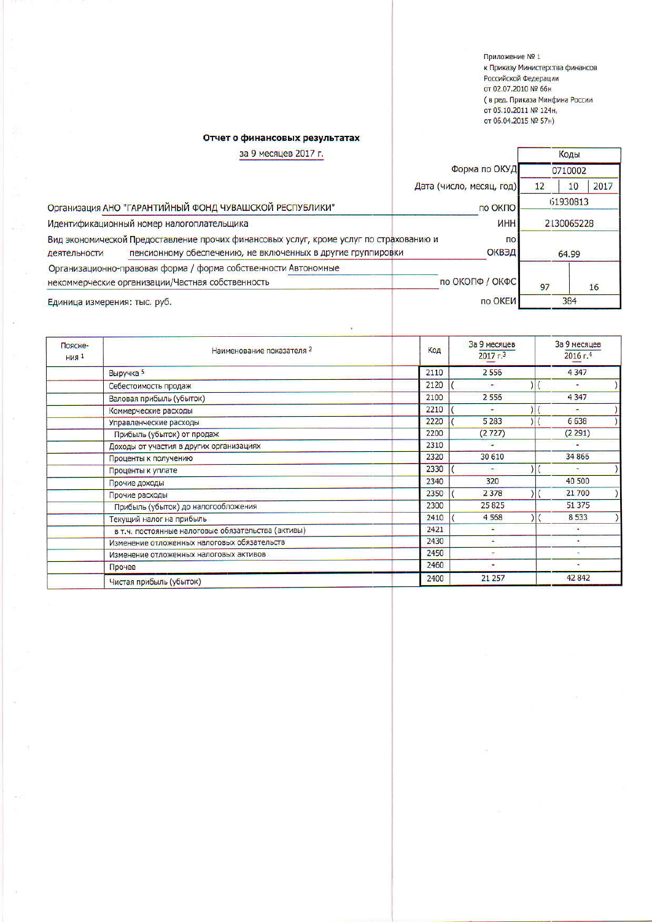Приложение № 1
к Приказу Министерства финансов
Российской Федерации
от 02.07.2010 № 66н
( в ред. Приказа Минфина России
от 05.10.2011 № 124н,
от 06.04.2015 № 57н)

# Отчет о финансовых результатах

за 9 месяцев 2017 г.

| | | Коды | | |
|---|---|---|---|---|
| | Форма по ОКУД | 0710002 | | |
| | Дата (число, месяц, год) | 12 | 10 | 2017 |
| Организация АНО "ГАРАНТИЙНЫЙ ФОНД ЧУВАШСКОЙ РЕСПУБЛИКИ" | по ОКПО | 61930813 | | |
| Идентификационный номер налогоплательщика | ИНН | 2130065228 | | |
| Вид экономической деятельности Предоставление прочих финансовых услуг, кроме услуг по страхованию и пенсионному обеспечению, не включенных в другие группировки | по ОКВЭД | 64.99 | | |
| Организационно-правовая форма / форма собственности Автономные некоммерческие организации/Частная собственность | по ОКОПФ / ОКФС | 97 | 16 | |
| Единица измерения: тыс. руб. | по ОКЕИ | 384 | | |

| Пояснения [1] | Наименование показателя [2] | Код | За 9 месяцев 2017 г.[3] | За 9 месяцев 2016 г.[4] |
|---|---|---|---|---|
| | Выручка [5] | 2110 | 2 556 | 4 347 |
| | Себестоимость продаж | 2120 | ( - ) | ( - ) |
| | Валовая прибыль (убыток) | 2100 | 2 556 | 4 347 |
| | Коммерческие расходы | 2210 | ( - ) | ( - ) |
| | Управленческие расходы | 2220 | ( 5 283 ) | ( 6 638 ) |
| | Прибыль (убыток) от продаж | 2200 | (2 727) | (2 291) |
| | Доходы от участия в других организациях | 2310 | - | - |
| | Проценты к получению | 2320 | 30 610 | 34 866 |
| | Проценты к уплате | 2330 | ( - ) | ( - ) |
| | Прочие доходы | 2340 | 320 | 40 500 |
| | Прочие расходы | 2350 | ( 2 378 ) | ( 21 700 ) |
| | Прибыль (убыток) до налогообложения | 2300 | 25 825 | 51 375 |
| | Текущий налог на прибыль | 2410 | ( 4 568 ) | ( 8 533 ) |
| | в т.ч. постоянные налоговые обязательства (активы) | 2421 | - | - |
| | Изменение отложенных налоговых обязательств | 2430 | - | - |
| | Изменение отложенных налоговых активов | 2450 | - | - |
| | Прочее | 2460 | - | - |
| | Чистая прибыль (убыток) | 2400 | 21 257 | 42 842 |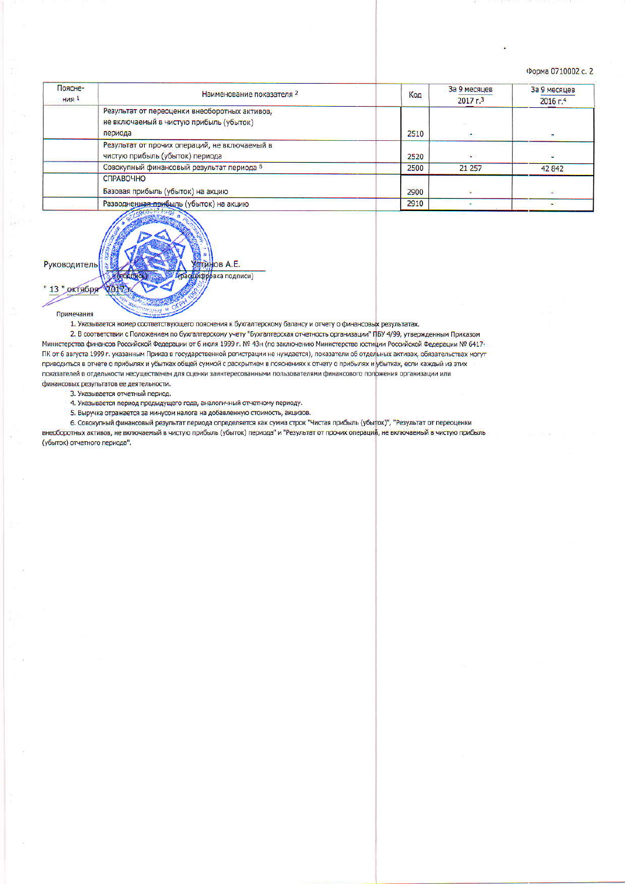Форма 0710002 с. 2

| Поясне-ния [1] | Наименование показателя [2] | Код | За 9 месяцев 2017 г.[3] | За 9 месяцев 2016 г.[4] |
|---|---|---|---|---|
| | Результат от переоценки внеоборотных активов, не включаемый в чистую прибыль (убыток) периода | 2510 | - | - |
| | Результат от прочих операций, не включаемый в чистую прибыль (убыток) периода | 2520 | - | - |
| | Совокупный финансовый результат периода [6] | 2500 | 21 257 | 42 842 |
| | СПРАВОЧНО<br>Базовая прибыль (убыток) на акцию | 2900 | - | - |
| | Разводненная прибыль (убыток) на акцию | 2910 | - | - |

Руководитель _______ (подпись) Устинов А.Е. (расшифровка подписи)

" 13 " октября 2017 г.

Примечания

1. Указывается номер соответствующего пояснения к бухгалтерскому балансу и отчету о финансовых результатах.
2. В соответствии с Положением по бухгалтерскому учету "Бухгалтерская отчетность организации" ПБУ 4/99, утвержденным Приказом Министерства финансов Российской Федерации от 6 июля 1999 г. № 43н (по заключению Министерства юстиции Российской Федерации № 6417-ПК от 6 августа 1999 г. указанным Приказ в государственной регистрации не нуждается), показатели об отдельных активах, обязательствах могут приводиться в отчете о прибылях и убытках общей суммой с раскрытием в пояснениях к отчету о прибылях и убытках, если каждый из этих показателей в отдельности несущественен для оценки заинтересованными пользователями финансового положения организации или финансовых результатов ее деятельности.
3. Указывается отчетный период.
4. Указывается период предыдущего года, аналогичный отчетному периоду.
5. Выручка отражается за минусом налога на добавленную стоимость, акцизов.
6. Совокупный финансовый результат периода определяется как сумма строк "Чистая прибыль (убыток)", "Результат от переоценки внеоборотных активов, не включаемый в чистую прибыль (убыток) периода" и "Результат от прочих операций, не включаемый в чистую прибыль (убыток) отчетного периода".